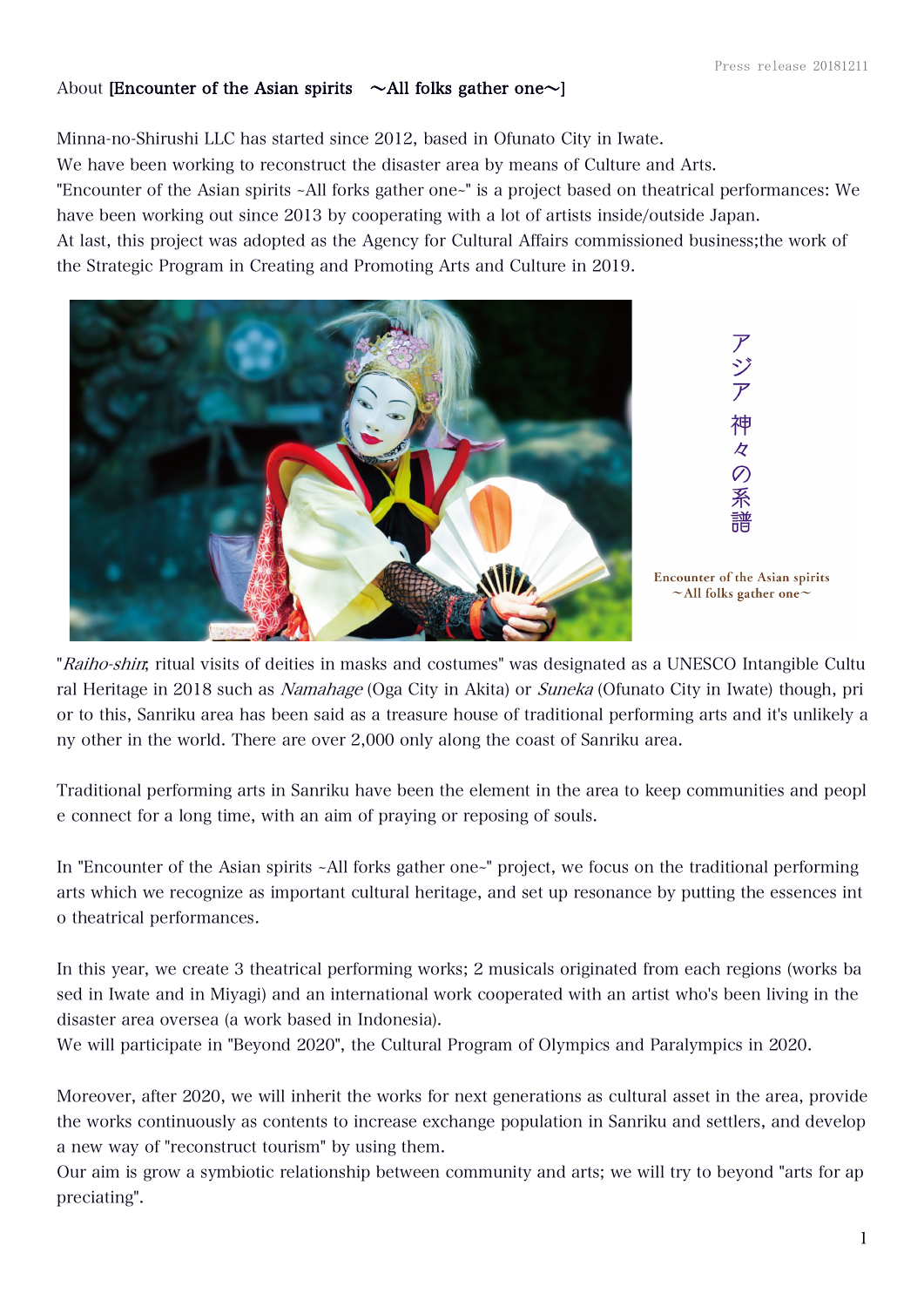About **[Encounter of the Asian spirits　〜All folks gather one〜]**

Minna-no-Shirushi LLC has started since 2012, based in Ofunato City in Iwate.
We have been working to reconstruct the disaster area by means of Culture and Arts.
"Encounter of the Asian spirits ~All forks gather one~" is a project based on theatrical performances: We have been working out since 2013 by cooperating with a lot of artists inside/outside Japan.
At last, this project was adopted as the Agency for Cultural Affairs commissioned business;the work of the Strategic Program in Creating and Promoting Arts and Culture in 2019.

アジア神々の系譜

Encounter of the Asian spirits
〜All folks gather one〜

"*Raiho-shin*, ritual visits of deities in masks and costumes" was designated as a UNESCO Intangible Cultural Heritage in 2018 such as *Namahage* (Oga City in Akita) or *Suneka* (Ofunato City in Iwate) though, prior to this, Sanriku area has been said as a treasure house of traditional performing arts and it's unlikely any other in the world. There are over 2,000 only along the coast of Sanriku area.

Traditional performing arts in Sanriku have been the element in the area to keep communities and people connect for a long time, with an aim of praying or reposing of souls.

In "Encounter of the Asian spirits ~All forks gather one~" project, we focus on the traditional performing arts which we recognize as important cultural heritage, and set up resonance by putting the essences into theatrical performances.

In this year, we create 3 theatrical performing works; 2 musicals originated from each regions (works based in Iwate and in Miyagi) and an international work cooperated with an artist who's been living in the disaster area oversea (a work based in Indonesia).
We will participate in "Beyond 2020", the Cultural Program of Olympics and Paralympics in 2020.

Moreover, after 2020, we will inherit the works for next generations as cultural asset in the area, provide the works continuously as contents to increase exchange population in Sanriku and settlers, and develop a new way of "reconstruct tourism" by using them.
Our aim is grow a symbiotic relationship between community and arts; we will try to beyond "arts for appreciating".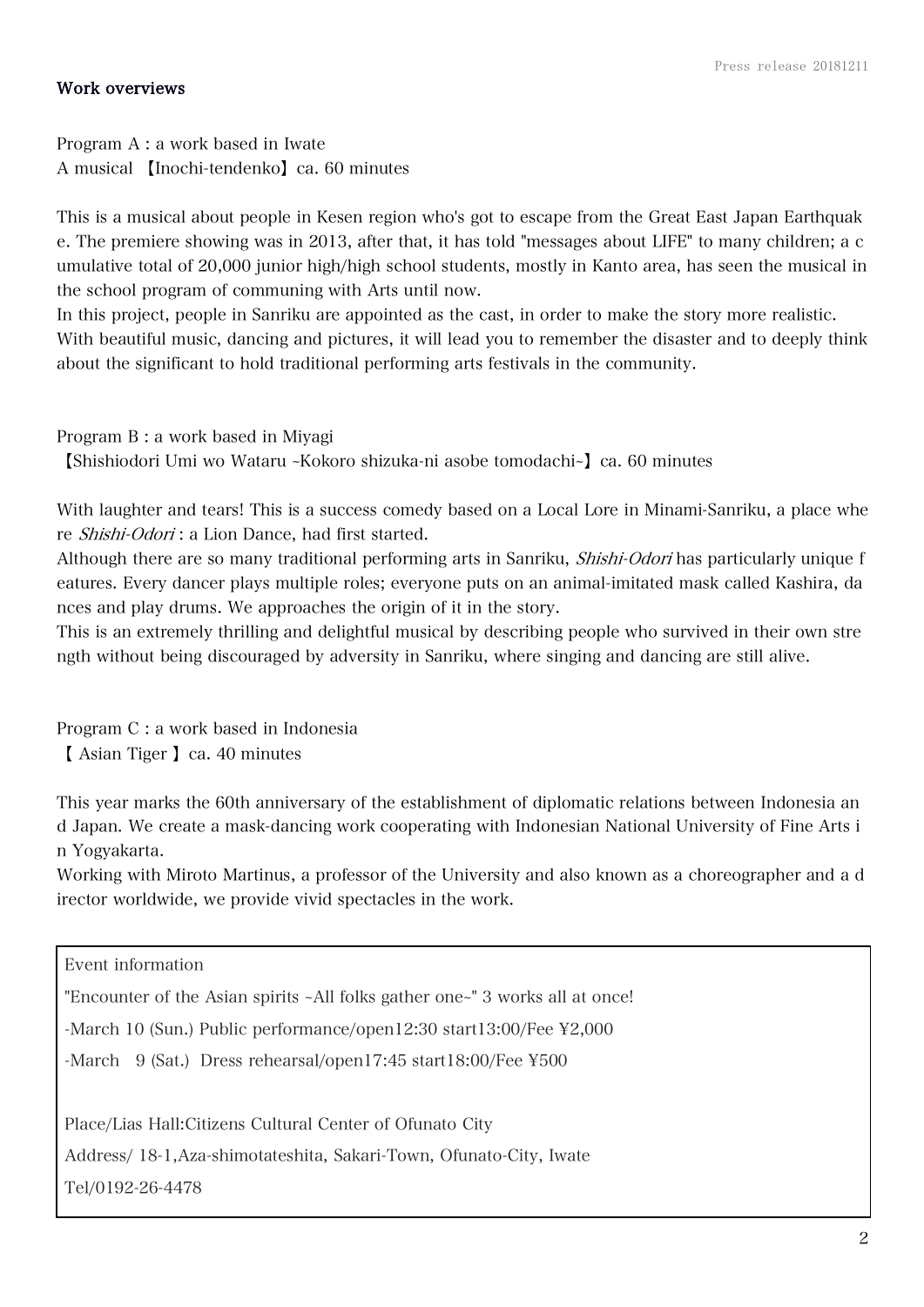## Work overviews

Program A : a work based in Iwate
A musical 【Inochi-tendenko】ca. 60 minutes

This is a musical about people in Kesen region who's got to escape from the Great East Japan Earthquake. The premiere showing was in 2013, after that, it has told "messages about LIFE" to many children; a cumulative total of 20,000 junior high/high school students, mostly in Kanto area, has seen the musical in the school program of communing with Arts until now.
In this project, people in Sanriku are appointed as the cast, in order to make the story more realistic.
With beautiful music, dancing and pictures, it will lead you to remember the disaster and to deeply think about the significant to hold traditional performing arts festivals in the community.

Program B : a work based in Miyagi
【Shishiodori Umi wo Wataru ~Kokoro shizuka-ni asobe tomodachi~】ca. 60 minutes

With laughter and tears! This is a success comedy based on a Local Lore in Minami-Sanriku, a place where *Shishi-Odori* : a Lion Dance, had first started.
Although there are so many traditional performing arts in Sanriku, *Shishi-Odori* has particularly unique features. Every dancer plays multiple roles; everyone puts on an animal-imitated mask called Kashira, dances and play drums. We approaches the origin of it in the story.
This is an extremely thrilling and delightful musical by describing people who survived in their own strength without being discouraged by adversity in Sanriku, where singing and dancing are still alive.

Program C : a work based in Indonesia
【 Asian Tiger 】ca. 40 minutes

This year marks the 60th anniversary of the establishment of diplomatic relations between Indonesia and Japan. We create a mask-dancing work cooperating with Indonesian National University of Fine Arts in Yogyakarta.
Working with Miroto Martinus, a professor of the University and also known as a choreographer and a director worldwide, we provide vivid spectacles in the work.

Event information

"Encounter of the Asian spirits ~All folks gather one~" 3 works all at once!

-March 10 (Sun.) Public performance/open12:30 start13:00/Fee ¥2,000

-March 9 (Sat.) Dress rehearsal/open17:45 start18:00/Fee ¥500

Place/Lias Hall:Citizens Cultural Center of Ofunato City

Address/ 18-1,Aza-shimotateshita, Sakari-Town, Ofunato-City, Iwate

Tel/0192-26-4478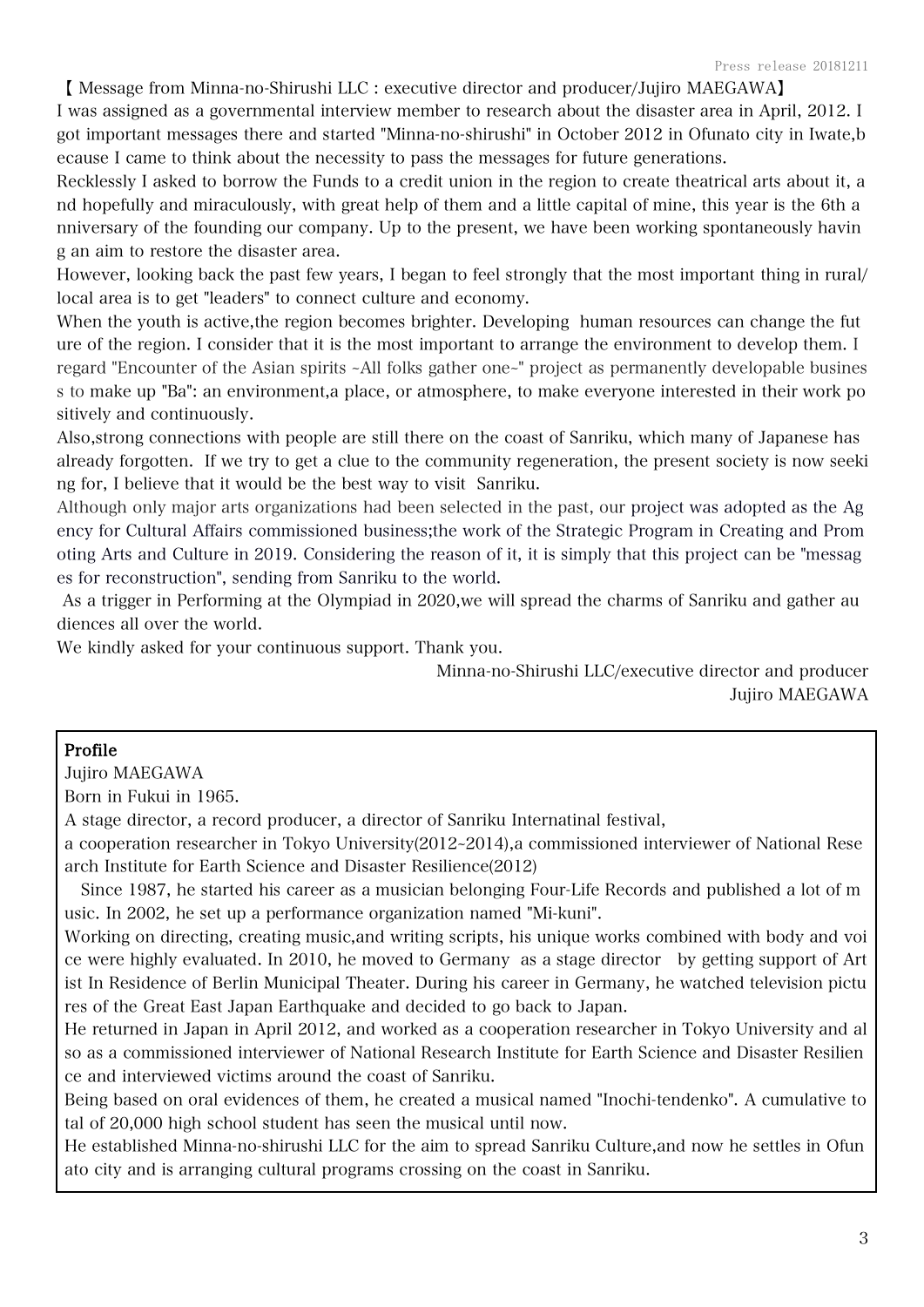【 Message from Minna-no-Shirushi LLC : executive director and producer/Jujiro MAEGAWA】

I was assigned as a governmental interview member to research about the disaster area in April, 2012. I got important messages there and started "Minna-no-shirushi" in October 2012 in Ofunato city in Iwate,because I came to think about the necessity to pass the messages for future generations.

Recklessly I asked to borrow the Funds to a credit union in the region to create theatrical arts about it, and hopefully and miraculously, with great help of them and a little capital of mine, this year is the 6th anniversary of the founding our company. Up to the present, we have been working spontaneously having an aim to restore the disaster area.

However, looking back the past few years, I began to feel strongly that the most important thing in rural/local area is to get "leaders" to connect culture and economy.

When the youth is active,the region becomes brighter. Developing human resources can change the future of the region. I consider that it is the most important to arrange the environment to develop them. I regard "Encounter of the Asian spirits ~All folks gather one~" project as permanently developable business to make up "Ba": an environment,a place, or atmosphere, to make everyone interested in their work positively and continuously.

Also,strong connections with people are still there on the coast of Sanriku, which many of Japanese has already forgotten. If we try to get a clue to the community regeneration, the present society is now seeking for, I believe that it would be the best way to visit Sanriku.

Although only major arts organizations had been selected in the past, our project was adopted as the Agency for Cultural Affairs commissioned business;the work of the Strategic Program in Creating and Promoting Arts and Culture in 2019. Considering the reason of it, it is simply that this project can be "messages for reconstruction", sending from Sanriku to the world.

As a trigger in Performing at the Olympiad in 2020,we will spread the charms of Sanriku and gather audiences all over the world.

We kindly asked for your continuous support. Thank you.

Minna-no-Shirushi LLC/executive director and producer
Jujiro MAEGAWA

**Profile**

Jujiro MAEGAWA

Born in Fukui in 1965.

A stage director, a record producer, a director of Sanriku Internatinal festival,
a cooperation researcher in Tokyo University(2012~2014),a commissioned interviewer of National Research Institute for Earth Science and Disaster Resilience(2012)

Since 1987, he started his career as a musician belonging Four-Life Records and published a lot of music. In 2002, he set up a performance organization named "Mi-kuni".

Working on directing, creating music,and writing scripts, his unique works combined with body and voice were highly evaluated. In 2010, he moved to Germany as a stage director by getting support of Artist In Residence of Berlin Municipal Theater. During his career in Germany, he watched television pictures of the Great East Japan Earthquake and decided to go back to Japan.

He returned in Japan in April 2012, and worked as a cooperation researcher in Tokyo University and also as a commissioned interviewer of National Research Institute for Earth Science and Disaster Resilience and interviewed victims around the coast of Sanriku.

Being based on oral evidences of them, he created a musical named "Inochi-tendenko". A cumulative total of 20,000 high school student has seen the musical until now.

He established Minna-no-shirushi LLC for the aim to spread Sanriku Culture,and now he settles in Ofunato city and is arranging cultural programs crossing on the coast in Sanriku.